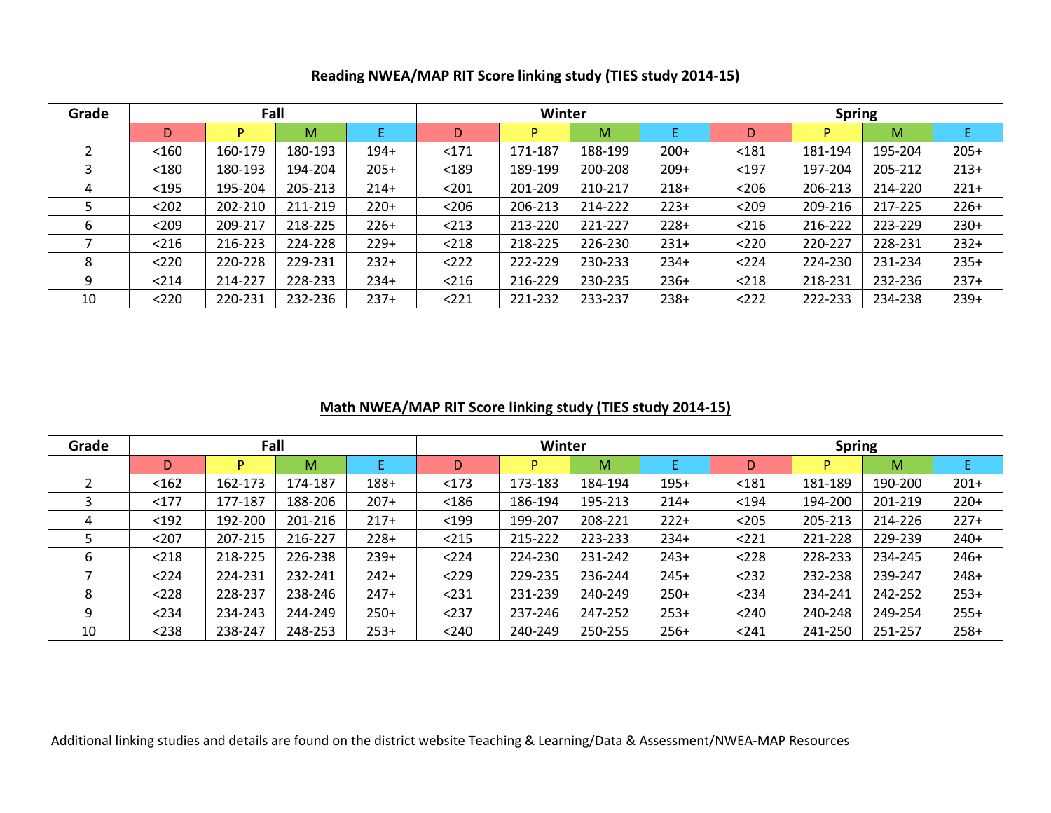**Reading NWEA/MAP RIT Score linking study (TIES study 2014-15)**

| Grade | Fall | | | | Winter | | | | Spring | | | |
|---|---|---|---|---|---|---|---|---|---|---|---|---|
| | D | P | M | E | D | P | M | E | D | P | M | E |
| 2 | <160 | 160-179 | 180-193 | 194+ | <171 | 171-187 | 188-199 | 200+ | <181 | 181-194 | 195-204 | 205+ |
| 3 | <180 | 180-193 | 194-204 | 205+ | <189 | 189-199 | 200-208 | 209+ | <197 | 197-204 | 205-212 | 213+ |
| 4 | <195 | 195-204 | 205-213 | 214+ | <201 | 201-209 | 210-217 | 218+ | <206 | 206-213 | 214-220 | 221+ |
| 5 | <202 | 202-210 | 211-219 | 220+ | <206 | 206-213 | 214-222 | 223+ | <209 | 209-216 | 217-225 | 226+ |
| 6 | <209 | 209-217 | 218-225 | 226+ | <213 | 213-220 | 221-227 | 228+ | <216 | 216-222 | 223-229 | 230+ |
| 7 | <216 | 216-223 | 224-228 | 229+ | <218 | 218-225 | 226-230 | 231+ | <220 | 220-227 | 228-231 | 232+ |
| 8 | <220 | 220-228 | 229-231 | 232+ | <222 | 222-229 | 230-233 | 234+ | <224 | 224-230 | 231-234 | 235+ |
| 9 | <214 | 214-227 | 228-233 | 234+ | <216 | 216-229 | 230-235 | 236+ | <218 | 218-231 | 232-236 | 237+ |
| 10 | <220 | 220-231 | 232-236 | 237+ | <221 | 221-232 | 233-237 | 238+ | <222 | 222-233 | 234-238 | 239+ |

**Math NWEA/MAP RIT Score linking study (TIES study 2014-15)**

| Grade | Fall | | | | Winter | | | | Spring | | | |
|---|---|---|---|---|---|---|---|---|---|---|---|---|
| | D | P | M | E | D | P | M | E | D | P | M | E |
| 2 | <162 | 162-173 | 174-187 | 188+ | <173 | 173-183 | 184-194 | 195+ | <181 | 181-189 | 190-200 | 201+ |
| 3 | <177 | 177-187 | 188-206 | 207+ | <186 | 186-194 | 195-213 | 214+ | <194 | 194-200 | 201-219 | 220+ |
| 4 | <192 | 192-200 | 201-216 | 217+ | <199 | 199-207 | 208-221 | 222+ | <205 | 205-213 | 214-226 | 227+ |
| 5 | <207 | 207-215 | 216-227 | 228+ | <215 | 215-222 | 223-233 | 234+ | <221 | 221-228 | 229-239 | 240+ |
| 6 | <218 | 218-225 | 226-238 | 239+ | <224 | 224-230 | 231-242 | 243+ | <228 | 228-233 | 234-245 | 246+ |
| 7 | <224 | 224-231 | 232-241 | 242+ | <229 | 229-235 | 236-244 | 245+ | <232 | 232-238 | 239-247 | 248+ |
| 8 | <228 | 228-237 | 238-246 | 247+ | <231 | 231-239 | 240-249 | 250+ | <234 | 234-241 | 242-252 | 253+ |
| 9 | <234 | 234-243 | 244-249 | 250+ | <237 | 237-246 | 247-252 | 253+ | <240 | 240-248 | 249-254 | 255+ |
| 10 | <238 | 238-247 | 248-253 | 253+ | <240 | 240-249 | 250-255 | 256+ | <241 | 241-250 | 251-257 | 258+ |

Additional linking studies and details are found on the district website Teaching & Learning/Data & Assessment/NWEA-MAP Resources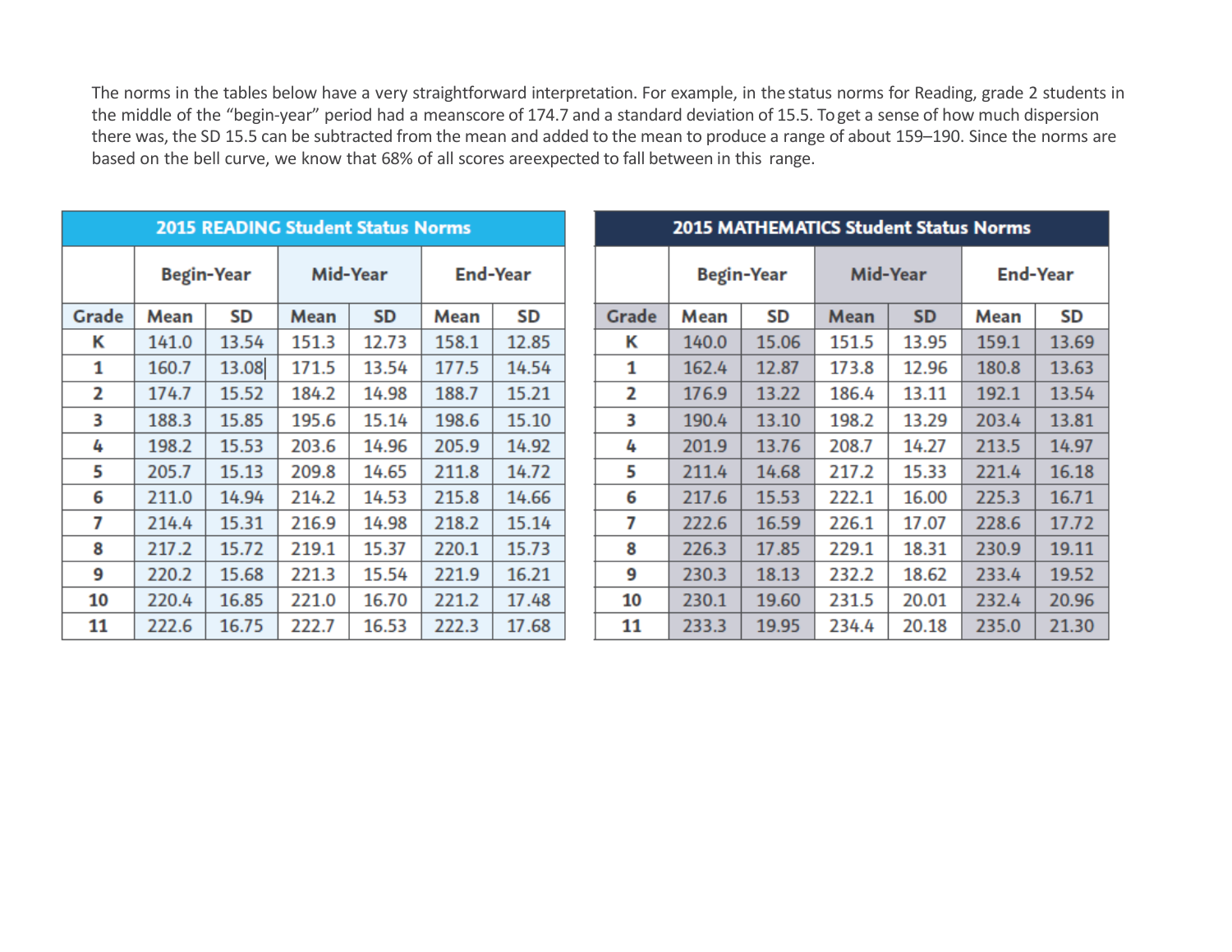The norms in the tables below have a very straightforward interpretation. For example, in the status norms for Reading, grade 2 students in the middle of the "begin-year" period had a meanscore of 174.7 and a standard deviation of 15.5. To get a sense of how much dispersion there was, the SD 15.5 can be subtracted from the mean and added to the mean to produce a range of about 159–190. Since the norms are based on the bell curve, we know that 68% of all scores areexpected to fall between in this range.

| 2015 READING Student Status Norms | | | | | | |
|---|---|---|---|---|---|---|
| | Begin-Year | | Mid-Year | | End-Year | |
| Grade | Mean | SD | Mean | SD | Mean | SD |
| K | 141.0 | 13.54 | 151.3 | 12.73 | 158.1 | 12.85 |
| 1 | 160.7 | 13.08 | 171.5 | 13.54 | 177.5 | 14.54 |
| 2 | 174.7 | 15.52 | 184.2 | 14.98 | 188.7 | 15.21 |
| 3 | 188.3 | 15.85 | 195.6 | 15.14 | 198.6 | 15.10 |
| 4 | 198.2 | 15.53 | 203.6 | 14.96 | 205.9 | 14.92 |
| 5 | 205.7 | 15.13 | 209.8 | 14.65 | 211.8 | 14.72 |
| 6 | 211.0 | 14.94 | 214.2 | 14.53 | 215.8 | 14.66 |
| 7 | 214.4 | 15.31 | 216.9 | 14.98 | 218.2 | 15.14 |
| 8 | 217.2 | 15.72 | 219.1 | 15.37 | 220.1 | 15.73 |
| 9 | 220.2 | 15.68 | 221.3 | 15.54 | 221.9 | 16.21 |
| 10 | 220.4 | 16.85 | 221.0 | 16.70 | 221.2 | 17.48 |
| 11 | 222.6 | 16.75 | 222.7 | 16.53 | 222.3 | 17.68 |

| 2015 MATHEMATICS Student Status Norms | | | | | | |
|---|---|---|---|---|---|---|
| | Begin-Year | | Mid-Year | | End-Year | |
| Grade | Mean | SD | Mean | SD | Mean | SD |
| K | 140.0 | 15.06 | 151.5 | 13.95 | 159.1 | 13.69 |
| 1 | 162.4 | 12.87 | 173.8 | 12.96 | 180.8 | 13.63 |
| 2 | 176.9 | 13.22 | 186.4 | 13.11 | 192.1 | 13.54 |
| 3 | 190.4 | 13.10 | 198.2 | 13.29 | 203.4 | 13.81 |
| 4 | 201.9 | 13.76 | 208.7 | 14.27 | 213.5 | 14.97 |
| 5 | 211.4 | 14.68 | 217.2 | 15.33 | 221.4 | 16.18 |
| 6 | 217.6 | 15.53 | 222.1 | 16.00 | 225.3 | 16.71 |
| 7 | 222.6 | 16.59 | 226.1 | 17.07 | 228.6 | 17.72 |
| 8 | 226.3 | 17.85 | 229.1 | 18.31 | 230.9 | 19.11 |
| 9 | 230.3 | 18.13 | 232.2 | 18.62 | 233.4 | 19.52 |
| 10 | 230.1 | 19.60 | 231.5 | 20.01 | 232.4 | 20.96 |
| 11 | 233.3 | 19.95 | 234.4 | 20.18 | 235.0 | 21.30 |